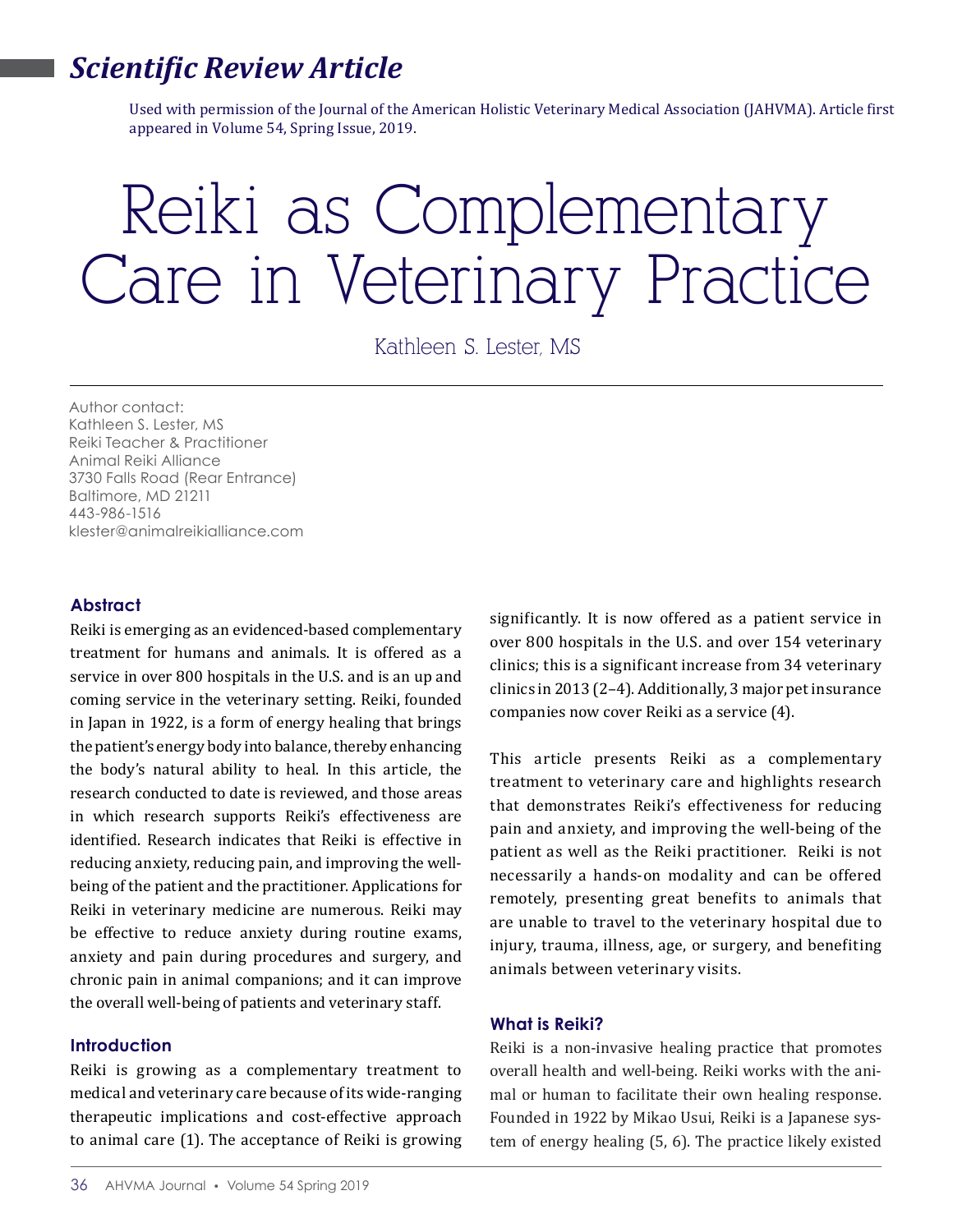*Scientific Review Article*

Used with permission of the Journal of the American Holistic Veterinary Medical Association (JAHVMA). Article first appeared in Volume 54, Spring Issue, 2019.

# Reiki as Complementary Care in Veterinary Practice

Kathleen S. Lester, MS

Author contact:
Kathleen S. Lester, MS
Reiki Teacher & Practitioner
Animal Reiki Alliance
3730 Falls Road (Rear Entrance)
Baltimore, MD 21211
443-986-1516
klester@animalreikialliance.com

## Abstract

Reiki is emerging as an evidenced-based complementary treatment for humans and animals. It is offered as a service in over 800 hospitals in the U.S. and is an up and coming service in the veterinary setting. Reiki, founded in Japan in 1922, is a form of energy healing that brings the patient's energy body into balance, thereby enhancing the body's natural ability to heal. In this article, the research conducted to date is reviewed, and those areas in which research supports Reiki's effectiveness are identified. Research indicates that Reiki is effective in reducing anxiety, reducing pain, and improving the well-being of the patient and the practitioner. Applications for Reiki in veterinary medicine are numerous. Reiki may be effective to reduce anxiety during routine exams, anxiety and pain during procedures and surgery, and chronic pain in animal companions; and it can improve the overall well-being of patients and veterinary staff.

## Introduction

Reiki is growing as a complementary treatment to medical and veterinary care because of its wide-ranging therapeutic implications and cost-effective approach to animal care (1). The acceptance of Reiki is growing significantly. It is now offered as a patient service in over 800 hospitals in the U.S. and over 154 veterinary clinics; this is a significant increase from 34 veterinary clinics in 2013 (2–4). Additionally, 3 major pet insurance companies now cover Reiki as a service (4).

This article presents Reiki as a complementary treatment to veterinary care and highlights research that demonstrates Reiki's effectiveness for reducing pain and anxiety, and improving the well-being of the patient as well as the Reiki practitioner. Reiki is not necessarily a hands-on modality and can be offered remotely, presenting great benefits to animals that are unable to travel to the veterinary hospital due to injury, trauma, illness, age, or surgery, and benefiting animals between veterinary visits.

## What is Reiki?

Reiki is a non-invasive healing practice that promotes overall health and well-being. Reiki works with the animal or human to facilitate their own healing response. Founded in 1922 by Mikao Usui, Reiki is a Japanese system of energy healing (5, 6). The practice likely existed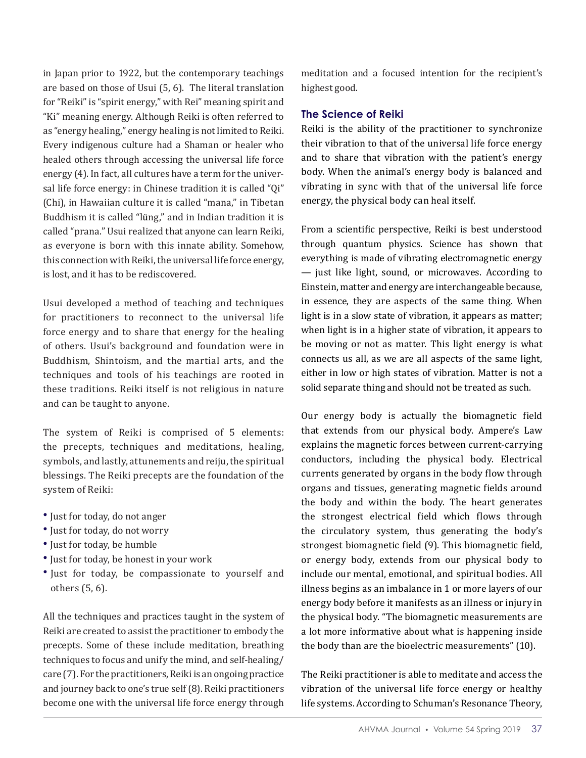in Japan prior to 1922, but the contemporary teachings are based on those of Usui (5, 6). The literal translation for "Reiki" is "spirit energy," with Rei" meaning spirit and "Ki" meaning energy. Although Reiki is often referred to as "energy healing," energy healing is not limited to Reiki. Every indigenous culture had a Shaman or healer who healed others through accessing the universal life force energy (4). In fact, all cultures have a term for the universal life force energy: in Chinese tradition it is called "Qi" (Chi), in Hawaiian culture it is called "mana," in Tibetan Buddhism it is called "lüng," and in Indian tradition it is called "prana." Usui realized that anyone can learn Reiki, as everyone is born with this innate ability. Somehow, this connection with Reiki, the universal life force energy, is lost, and it has to be rediscovered.

Usui developed a method of teaching and techniques for practitioners to reconnect to the universal life force energy and to share that energy for the healing of others. Usui's background and foundation were in Buddhism, Shintoism, and the martial arts, and the techniques and tools of his teachings are rooted in these traditions. Reiki itself is not religious in nature and can be taught to anyone.

The system of Reiki is comprised of 5 elements: the precepts, techniques and meditations, healing, symbols, and lastly, attunements and reiju, the spiritual blessings. The Reiki precepts are the foundation of the system of Reiki:

- Just for today, do not anger
- Just for today, do not worry
- Just for today, be humble
- Just for today, be honest in your work
- Just for today, be compassionate to yourself and others (5, 6).

All the techniques and practices taught in the system of Reiki are created to assist the practitioner to embody the precepts. Some of these include meditation, breathing techniques to focus and unify the mind, and self-healing/care (7). For the practitioners, Reiki is an ongoing practice and journey back to one's true self (8). Reiki practitioners become one with the universal life force energy through meditation and a focused intention for the recipient's highest good.

### The Science of Reiki

Reiki is the ability of the practitioner to synchronize their vibration to that of the universal life force energy and to share that vibration with the patient's energy body. When the animal's energy body is balanced and vibrating in sync with that of the universal life force energy, the physical body can heal itself.

From a scientific perspective, Reiki is best understood through quantum physics. Science has shown that everything is made of vibrating electromagnetic energy — just like light, sound, or microwaves. According to Einstein, matter and energy are interchangeable because, in essence, they are aspects of the same thing. When light is in a slow state of vibration, it appears as matter; when light is in a higher state of vibration, it appears to be moving or not as matter. This light energy is what connects us all, as we are all aspects of the same light, either in low or high states of vibration. Matter is not a solid separate thing and should not be treated as such.

Our energy body is actually the biomagnetic field that extends from our physical body. Ampere's Law explains the magnetic forces between current-carrying conductors, including the physical body. Electrical currents generated by organs in the body flow through organs and tissues, generating magnetic fields around the body and within the body. The heart generates the strongest electrical field which flows through the circulatory system, thus generating the body's strongest biomagnetic field (9). This biomagnetic field, or energy body, extends from our physical body to include our mental, emotional, and spiritual bodies. All illness begins as an imbalance in 1 or more layers of our energy body before it manifests as an illness or injury in the physical body. "The biomagnetic measurements are a lot more informative about what is happening inside the body than are the bioelectric measurements" (10).

The Reiki practitioner is able to meditate and access the vibration of the universal life force energy or healthy life systems. According to Schuman's Resonance Theory,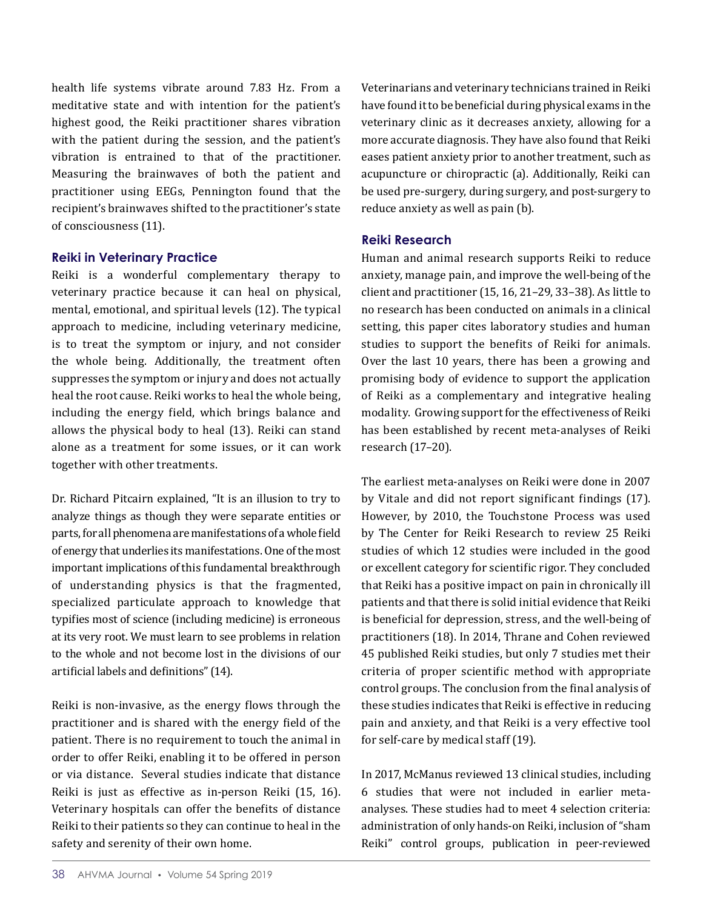health life systems vibrate around 7.83 Hz. From a meditative state and with intention for the patient's highest good, the Reiki practitioner shares vibration with the patient during the session, and the patient's vibration is entrained to that of the practitioner. Measuring the brainwaves of both the patient and practitioner using EEGs, Pennington found that the recipient's brainwaves shifted to the practitioner's state of consciousness (11).

### Reiki in Veterinary Practice

Reiki is a wonderful complementary therapy to veterinary practice because it can heal on physical, mental, emotional, and spiritual levels (12). The typical approach to medicine, including veterinary medicine, is to treat the symptom or injury, and not consider the whole being. Additionally, the treatment often suppresses the symptom or injury and does not actually heal the root cause. Reiki works to heal the whole being, including the energy field, which brings balance and allows the physical body to heal (13). Reiki can stand alone as a treatment for some issues, or it can work together with other treatments.

Dr. Richard Pitcairn explained, "It is an illusion to try to analyze things as though they were separate entities or parts, for all phenomena are manifestations of a whole field of energy that underlies its manifestations. One of the most important implications of this fundamental breakthrough of understanding physics is that the fragmented, specialized particulate approach to knowledge that typifies most of science (including medicine) is erroneous at its very root. We must learn to see problems in relation to the whole and not become lost in the divisions of our artificial labels and definitions" (14).

Reiki is non-invasive, as the energy flows through the practitioner and is shared with the energy field of the patient. There is no requirement to touch the animal in order to offer Reiki, enabling it to be offered in person or via distance. Several studies indicate that distance Reiki is just as effective as in-person Reiki (15, 16). Veterinary hospitals can offer the benefits of distance Reiki to their patients so they can continue to heal in the safety and serenity of their own home.

Veterinarians and veterinary technicians trained in Reiki have found it to be beneficial during physical exams in the veterinary clinic as it decreases anxiety, allowing for a more accurate diagnosis. They have also found that Reiki eases patient anxiety prior to another treatment, such as acupuncture or chiropractic (a). Additionally, Reiki can be used pre-surgery, during surgery, and post-surgery to reduce anxiety as well as pain (b).

### Reiki Research

Human and animal research supports Reiki to reduce anxiety, manage pain, and improve the well-being of the client and practitioner (15, 16, 21–29, 33–38). As little to no research has been conducted on animals in a clinical setting, this paper cites laboratory studies and human studies to support the benefits of Reiki for animals. Over the last 10 years, there has been a growing and promising body of evidence to support the application of Reiki as a complementary and integrative healing modality. Growing support for the effectiveness of Reiki has been established by recent meta-analyses of Reiki research (17–20).

The earliest meta-analyses on Reiki were done in 2007 by Vitale and did not report significant findings (17). However, by 2010, the Touchstone Process was used by The Center for Reiki Research to review 25 Reiki studies of which 12 studies were included in the good or excellent category for scientific rigor. They concluded that Reiki has a positive impact on pain in chronically ill patients and that there is solid initial evidence that Reiki is beneficial for depression, stress, and the well-being of practitioners (18). In 2014, Thrane and Cohen reviewed 45 published Reiki studies, but only 7 studies met their criteria of proper scientific method with appropriate control groups. The conclusion from the final analysis of these studies indicates that Reiki is effective in reducing pain and anxiety, and that Reiki is a very effective tool for self-care by medical staff (19).

In 2017, McManus reviewed 13 clinical studies, including 6 studies that were not included in earlier meta-analyses. These studies had to meet 4 selection criteria: administration of only hands-on Reiki, inclusion of "sham Reiki" control groups, publication in peer-reviewed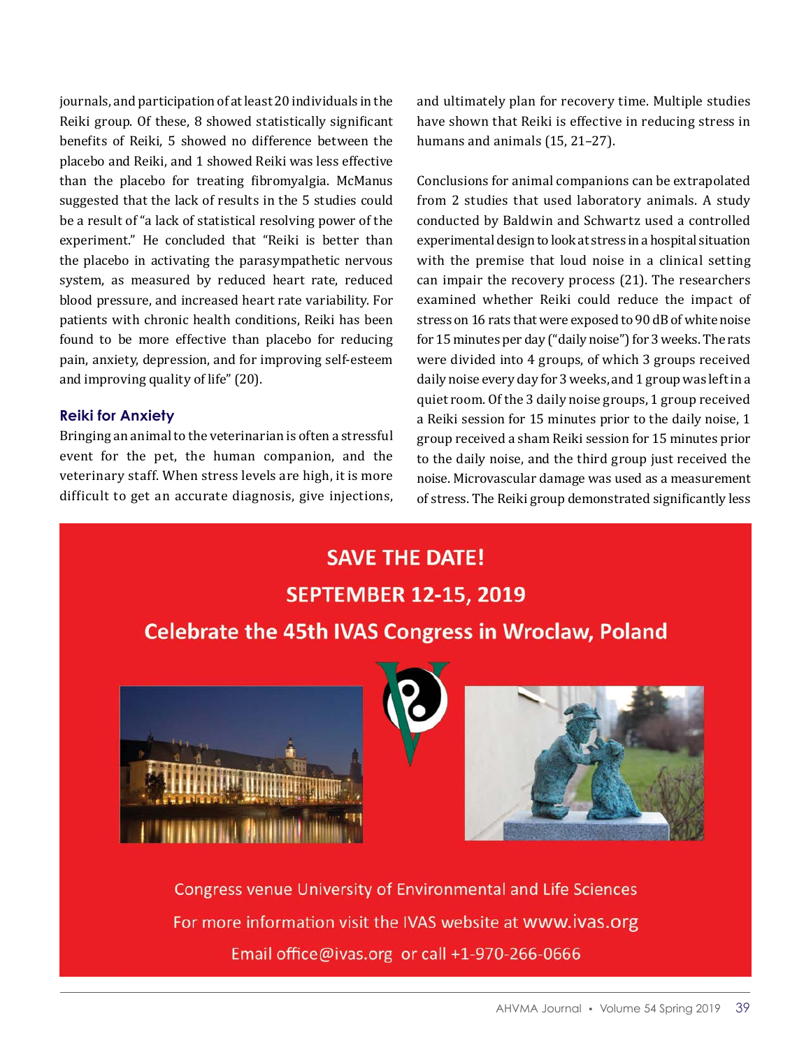journals, and participation of at least 20 individuals in the Reiki group. Of these, 8 showed statistically significant benefits of Reiki, 5 showed no difference between the placebo and Reiki, and 1 showed Reiki was less effective than the placebo for treating fibromyalgia. McManus suggested that the lack of results in the 5 studies could be a result of "a lack of statistical resolving power of the experiment." He concluded that "Reiki is better than the placebo in activating the parasympathetic nervous system, as measured by reduced heart rate, reduced blood pressure, and increased heart rate variability. For patients with chronic health conditions, Reiki has been found to be more effective than placebo for reducing pain, anxiety, depression, and for improving self-esteem and improving quality of life" (20).

### Reiki for Anxiety

Bringing an animal to the veterinarian is often a stressful event for the pet, the human companion, and the veterinary staff. When stress levels are high, it is more difficult to get an accurate diagnosis, give injections, and ultimately plan for recovery time. Multiple studies have shown that Reiki is effective in reducing stress in humans and animals (15, 21–27).

Conclusions for animal companions can be extrapolated from 2 studies that used laboratory animals. A study conducted by Baldwin and Schwartz used a controlled experimental design to look at stress in a hospital situation with the premise that loud noise in a clinical setting can impair the recovery process (21). The researchers examined whether Reiki could reduce the impact of stress on 16 rats that were exposed to 90 dB of white noise for 15 minutes per day ("daily noise") for 3 weeks. The rats were divided into 4 groups, of which 3 groups received daily noise every day for 3 weeks, and 1 group was left in a quiet room. Of the 3 daily noise groups, 1 group received a Reiki session for 15 minutes prior to the daily noise, 1 group received a sham Reiki session for 15 minutes prior to the daily noise, and the third group just received the noise. Microvascular damage was used as a measurement of stress. The Reiki group demonstrated significantly less

**SAVE THE DATE!**

**SEPTEMBER 12-15, 2019**

**Celebrate the 45th IVAS Congress in Wroclaw, Poland**

Congress venue University of Environmental and Life Sciences

For more information visit the IVAS website at www.ivas.org

Email office@ivas.org or call +1-970-266-0666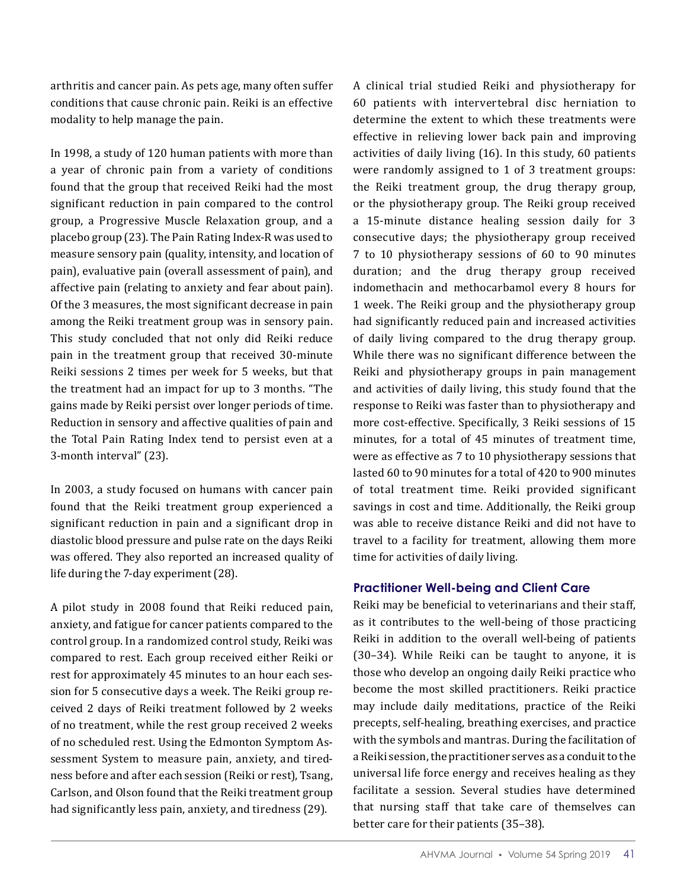arthritis and cancer pain. As pets age, many often suffer conditions that cause chronic pain. Reiki is an effective modality to help manage the pain.

In 1998, a study of 120 human patients with more than a year of chronic pain from a variety of conditions found that the group that received Reiki had the most significant reduction in pain compared to the control group, a Progressive Muscle Relaxation group, and a placebo group (23). The Pain Rating Index-R was used to measure sensory pain (quality, intensity, and location of pain), evaluative pain (overall assessment of pain), and affective pain (relating to anxiety and fear about pain). Of the 3 measures, the most significant decrease in pain among the Reiki treatment group was in sensory pain. This study concluded that not only did Reiki reduce pain in the treatment group that received 30-minute Reiki sessions 2 times per week for 5 weeks, but that the treatment had an impact for up to 3 months. "The gains made by Reiki persist over longer periods of time. Reduction in sensory and affective qualities of pain and the Total Pain Rating Index tend to persist even at a 3-month interval" (23).

In 2003, a study focused on humans with cancer pain found that the Reiki treatment group experienced a significant reduction in pain and a significant drop in diastolic blood pressure and pulse rate on the days Reiki was offered. They also reported an increased quality of life during the 7-day experiment (28).

A pilot study in 2008 found that Reiki reduced pain, anxiety, and fatigue for cancer patients compared to the control group. In a randomized control study, Reiki was compared to rest. Each group received either Reiki or rest for approximately 45 minutes to an hour each session for 5 consecutive days a week. The Reiki group received 2 days of Reiki treatment followed by 2 weeks of no treatment, while the rest group received 2 weeks of no scheduled rest. Using the Edmonton Symptom Assessment System to measure pain, anxiety, and tiredness before and after each session (Reiki or rest), Tsang, Carlson, and Olson found that the Reiki treatment group had significantly less pain, anxiety, and tiredness (29).

A clinical trial studied Reiki and physiotherapy for 60 patients with intervertebral disc herniation to determine the extent to which these treatments were effective in relieving lower back pain and improving activities of daily living (16). In this study, 60 patients were randomly assigned to 1 of 3 treatment groups: the Reiki treatment group, the drug therapy group, or the physiotherapy group. The Reiki group received a 15-minute distance healing session daily for 3 consecutive days; the physiotherapy group received 7 to 10 physiotherapy sessions of 60 to 90 minutes duration; and the drug therapy group received indomethacin and methocarbamol every 8 hours for 1 week. The Reiki group and the physiotherapy group had significantly reduced pain and increased activities of daily living compared to the drug therapy group. While there was no significant difference between the Reiki and physiotherapy groups in pain management and activities of daily living, this study found that the response to Reiki was faster than to physiotherapy and more cost-effective. Specifically, 3 Reiki sessions of 15 minutes, for a total of 45 minutes of treatment time, were as effective as 7 to 10 physiotherapy sessions that lasted 60 to 90 minutes for a total of 420 to 900 minutes of total treatment time. Reiki provided significant savings in cost and time. Additionally, the Reiki group was able to receive distance Reiki and did not have to travel to a facility for treatment, allowing them more time for activities of daily living.

### Practitioner Well-being and Client Care

Reiki may be beneficial to veterinarians and their staff, as it contributes to the well-being of those practicing Reiki in addition to the overall well-being of patients (30–34). While Reiki can be taught to anyone, it is those who develop an ongoing daily Reiki practice who become the most skilled practitioners. Reiki practice may include daily meditations, practice of the Reiki precepts, self-healing, breathing exercises, and practice with the symbols and mantras. During the facilitation of a Reiki session, the practitioner serves as a conduit to the universal life force energy and receives healing as they facilitate a session. Several studies have determined that nursing staff that take care of themselves can better care for their patients (35–38).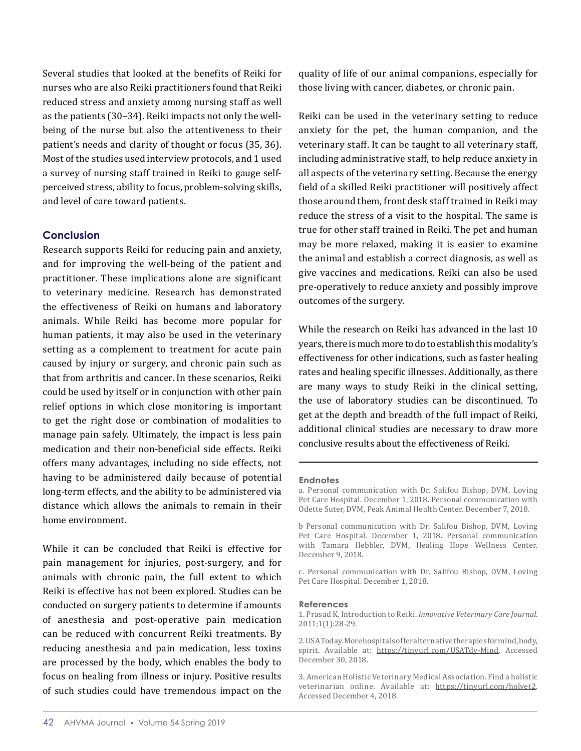Several studies that looked at the benefits of Reiki for nurses who are also Reiki practitioners found that Reiki reduced stress and anxiety among nursing staff as well as the patients (30–34). Reiki impacts not only the well-being of the nurse but also the attentiveness to their patient's needs and clarity of thought or focus (35, 36). Most of the studies used interview protocols, and 1 used a survey of nursing staff trained in Reiki to gauge self-perceived stress, ability to focus, problem-solving skills, and level of care toward patients.

## Conclusion

Research supports Reiki for reducing pain and anxiety, and for improving the well-being of the patient and practitioner. These implications alone are significant to veterinary medicine. Research has demonstrated the effectiveness of Reiki on humans and laboratory animals. While Reiki has become more popular for human patients, it may also be used in the veterinary setting as a complement to treatment for acute pain caused by injury or surgery, and chronic pain such as that from arthritis and cancer. In these scenarios, Reiki could be used by itself or in conjunction with other pain relief options in which close monitoring is important to get the right dose or combination of modalities to manage pain safely. Ultimately, the impact is less pain medication and their non-beneficial side effects. Reiki offers many advantages, including no side effects, not having to be administered daily because of potential long-term effects, and the ability to be administered via distance which allows the animals to remain in their home environment.

While it can be concluded that Reiki is effective for pain management for injuries, post-surgery, and for animals with chronic pain, the full extent to which Reiki is effective has not been explored. Studies can be conducted on surgery patients to determine if amounts of anesthesia and post-operative pain medication can be reduced with concurrent Reiki treatments. By reducing anesthesia and pain medication, less toxins are processed by the body, which enables the body to focus on healing from illness or injury. Positive results of such studies could have tremendous impact on the quality of life of our animal companions, especially for those living with cancer, diabetes, or chronic pain.

Reiki can be used in the veterinary setting to reduce anxiety for the pet, the human companion, and the veterinary staff. It can be taught to all veterinary staff, including administrative staff, to help reduce anxiety in all aspects of the veterinary setting. Because the energy field of a skilled Reiki practitioner will positively affect those around them, front desk staff trained in Reiki may reduce the stress of a visit to the hospital. The same is true for other staff trained in Reiki. The pet and human may be more relaxed, making it is easier to examine the animal and establish a correct diagnosis, as well as give vaccines and medications. Reiki can also be used pre-operatively to reduce anxiety and possibly improve outcomes of the surgery.

While the research on Reiki has advanced in the last 10 years, there is much more to do to establish this modality's effectiveness for other indications, such as faster healing rates and healing specific illnesses. Additionally, as there are many ways to study Reiki in the clinical setting, the use of laboratory studies can be discontinued. To get at the depth and breadth of the full impact of Reiki, additional clinical studies are necessary to draw more conclusive results about the effectiveness of Reiki.

### Endnotes

a. Personal communication with Dr. Salifou Bishop, DVM, Loving Pet Care Hospital. December 1, 2018. Personal communication with Odette Suter, DVM, Peak Animal Health Center. December 7, 2018.

b. Personal communication with Dr. Salifou Bishop, DVM, Loving Pet Care Hospital. December 1, 2018. Personal communication with Tamara Hebbler, DVM, Healing Hope Wellness Center. December 9, 2018.

c. Personal communication with Dr. Salifou Bishop, DVM, Loving Pet Care Hospital. December 1, 2018.

### References

1. Prasad K. Introduction to Reiki. *Innovative Veterinary Care Journal*. 2011;1(1):28-29.

2. USA Today. More hospitals offer alternative therapies for mind, body, spirit. Available at: https://tinyurl.com/USATdy-Mind. Accessed December 30, 2018.

3. American Holistic Veterinary Medical Association. Find a holistic veterinarian online. Available at: https://tinyurl.com/holvet2. Accessed December 4, 2018.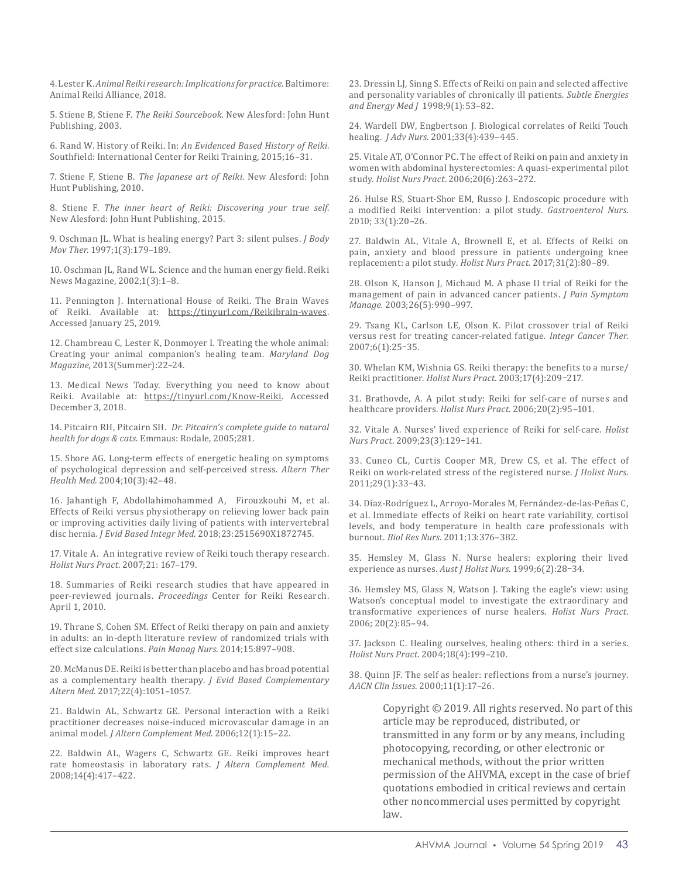4. Lester K. *Animal Reiki research: Implications for practice*. Baltimore: Animal Reiki Alliance, 2018.

5. Stiene B, Stiene F. *The Reiki Sourcebook.* New Alesford: John Hunt Publishing, 2003.

6. Rand W. History of Reiki. In: *An Evidenced Based History of Reiki*. Southfield: International Center for Reiki Training, 2015;16–31.

7. Stiene F, Stiene B. *The Japanese art of Reiki*. New Alesford: John Hunt Publishing, 2010.

8. Stiene F. *The inner heart of Reiki: Discovering your true self.* New Alesford: John Hunt Publishing, 2015.

9. Oschman JL. What is healing energy? Part 3: silent pulses. *J Body Mov Ther*. 1997;1(3):179–189.

10. Oschman JL, Rand WL. Science and the human energy field. Reiki News Magazine, 2002;1(3):1–8.

11. Pennington J. International House of Reiki. The Brain Waves of Reiki. Available at: https://tinyurl.com/Reikibrain-waves. Accessed January 25, 2019.

12. Chambreau C, Lester K, Donmoyer I. Treating the whole animal: Creating your animal companion's healing team. *Maryland Dog Magazine*, 2013(Summer):22–24.

13. Medical News Today. Everything you need to know about Reiki. Available at: https://tinyurl.com/Know-Reiki. Accessed December 3, 2018.

14. Pitcairn RH, Pitcairn SH. *Dr. Pitcairn's complete guide to natural health for dogs & cats*. Emmaus: Rodale, 2005;281.

15. Shore AG. Long-term effects of energetic healing on symptoms of psychological depression and self-perceived stress. *Altern Ther Health Med*. 2004;10(3):42–48.

16. Jahantigh F, Abdollahimohammed A, Firouzkouhi M, et al. Effects of Reiki versus physiotherapy on relieving lower back pain or improving activities daily living of patients with intervertebral disc hernia. *J Evid Based Integr Med*. 2018;23:2515690X1872745.

17. Vitale A. An integrative review of Reiki touch therapy research. *Holist Nurs Pract*. 2007;21: 167–179.

18. Summaries of Reiki research studies that have appeared in peer-reviewed journals. *Proceedings* Center for Reiki Research. April 1, 2010.

19. Thrane S, Cohen SM. Effect of Reiki therapy on pain and anxiety in adults: an in-depth literature review of randomized trials with effect size calculations. *Pain Manag Nurs*. 2014;15:897–908.

20. McManus DE. Reiki is better than placebo and has broad potential as a complementary health therapy. *J Evid Based Complementary Altern Med*. 2017;22(4):1051–1057.

21. Baldwin AL, Schwartz GE. Personal interaction with a Reiki practitioner decreases noise-induced microvascular damage in an animal model. *J Altern Complement Med*. 2006;12(1):15–22.

22. Baldwin AL, Wagers C, Schwartz GE. Reiki improves heart rate homeostasis in laboratory rats. *J Altern Complement Med*. 2008;14(4):417–422.

23. Dressin LJ, Sinng S. Effects of Reiki on pain and selected affective and personality variables of chronically ill patients. *Subtle Energies and Energy Med J* 1998;9(1):53–82.

24. Wardell DW, Engbertson J. Biological correlates of Reiki Touch healing. *J Adv Nurs*. 2001;33(4):439–445.

25. Vitale AT, O'Connor PC. The effect of Reiki on pain and anxiety in women with abdominal hysterectomies: A quasi-experimental pilot study. *Holist Nurs Pract*. 2006;20(6):263–272.

26. Hulse RS, Stuart-Shor EM, Russo J. Endoscopic procedure with a modified Reiki intervention: a pilot study. *Gastroenterol Nurs*. 2010; 33(1):20–26.

27. Baldwin AL, Vitale A, Brownell E, et al. Effects of Reiki on pain, anxiety and blood pressure in patients undergoing knee replacement: a pilot study. *Holist Nurs Pract*. 2017;31(2):80–89.

28. Olson K, Hanson J, Michaud M. A phase II trial of Reiki for the management of pain in advanced cancer patients. *J Pain Symptom Manage.* 2003;26(5):990–997.

29. Tsang KL, Carlson LE, Olson K. Pilot crossover trial of Reiki versus rest for treating cancer-related fatigue. *Integr Cancer Ther*. 2007;6(1):25−35.

30. Whelan KM, Wishnia GS. Reiki therapy: the benefits to a nurse/ Reiki practitioner. *Holist Nurs Pract*. 2003;17(4):209−217.

31. Brathovde, A. A pilot study: Reiki for self-care of nurses and healthcare providers. *Holist Nurs Pract*. 2006;20(2):95–101.

32. Vitale A. Nurses' lived experience of Reiki for self-care. *Holist Nurs Pract*. 2009;23(3):129−141.

33. Cuneo CL, Curtis Cooper MR, Drew CS, et al. The effect of Reiki on work-related stress of the registered nurse. *J Holist Nurs*. 2011;29(1):33−43.

34. Díaz-Rodríguez L, Arroyo-Morales M, Fernández-de-las-Peñas C, et al. Immediate effects of Reiki on heart rate variability, cortisol levels, and body temperature in health care professionals with burnout. *Biol Res Nurs*. 2011;13:376–382.

35. Hemsley M, Glass N. Nurse healers: exploring their lived experience as nurses. *Aust J Holist Nurs*. 1999;6(2):28−34.

36. Hemsley MS, Glass N, Watson J. Taking the eagle's view: using Watson's conceptual model to investigate the extraordinary and transformative experiences of nurse healers. *Holist Nurs Pract*. 2006; 20(2):85–94.

37. Jackson C. Healing ourselves, healing others: third in a series. *Holist Nurs Pract*. 2004;18(4):199–210.

38. Quinn JF. The self as healer: reflections from a nurse's journey. *AACN Clin Issues*. 2000;11(1):17–26.

Copyright © 2019. All rights reserved. No part of this article may be reproduced, distributed, or transmitted in any form or by any means, including photocopying, recording, or other electronic or mechanical methods, without the prior written permission of the AHVMA, except in the case of brief quotations embodied in critical reviews and certain other noncommercial uses permitted by copyright law.